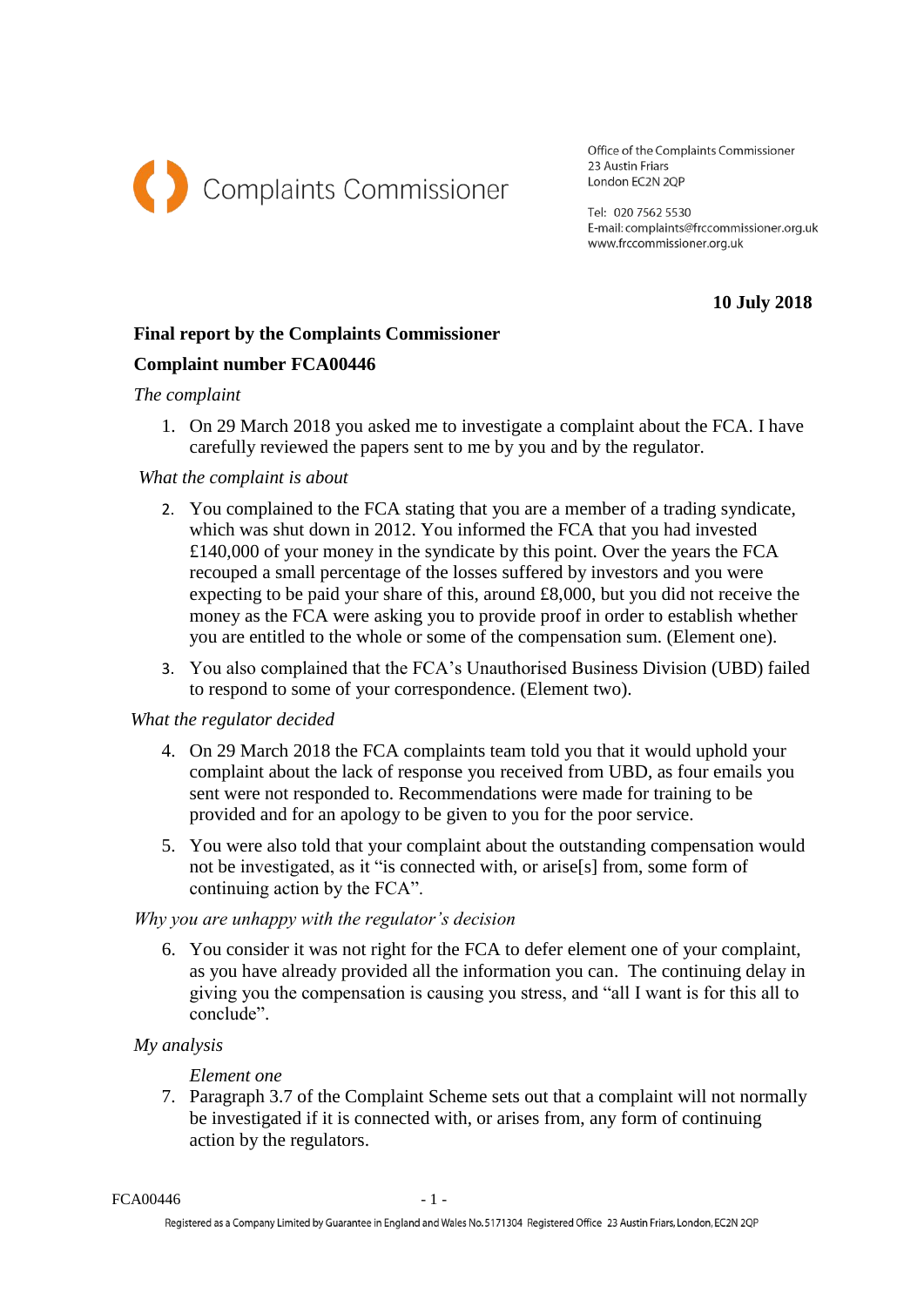Complaints Commissioner

Office of the Complaints Commissioner
23 Austin Friars
London EC2N 2QP

Tel: 020 7562 5530
E-mail: complaints@frccommissioner.org.uk
www.frccommissioner.org.uk

**10 July 2018**

**Final report by the Complaints Commissioner**

**Complaint number FCA00446**

*The complaint*

1. On 29 March 2018 you asked me to investigate a complaint about the FCA. I have carefully reviewed the papers sent to me by you and by the regulator.

*What the complaint is about*

2. You complained to the FCA stating that you are a member of a trading syndicate, which was shut down in 2012. You informed the FCA that you had invested £140,000 of your money in the syndicate by this point. Over the years the FCA recouped a small percentage of the losses suffered by investors and you were expecting to be paid your share of this, around £8,000, but you did not receive the money as the FCA were asking you to provide proof in order to establish whether you are entitled to the whole or some of the compensation sum. (Element one).
3. You also complained that the FCA's Unauthorised Business Division (UBD) failed to respond to some of your correspondence. (Element two).

*What the regulator decided*

4. On 29 March 2018 the FCA complaints team told you that it would uphold your complaint about the lack of response you received from UBD, as four emails you sent were not responded to. Recommendations were made for training to be provided and for an apology to be given to you for the poor service.
5. You were also told that your complaint about the outstanding compensation would not be investigated, as it "is connected with, or arise[s] from, some form of continuing action by the FCA".

*Why you are unhappy with the regulator's decision*

6. You consider it was not right for the FCA to defer element one of your complaint, as you have already provided all the information you can. The continuing delay in giving you the compensation is causing you stress, and "all I want is for this all to conclude".

*My analysis*

*Element one*

7. Paragraph 3.7 of the Complaint Scheme sets out that a complaint will not normally be investigated if it is connected with, or arises from, any form of continuing action by the regulators.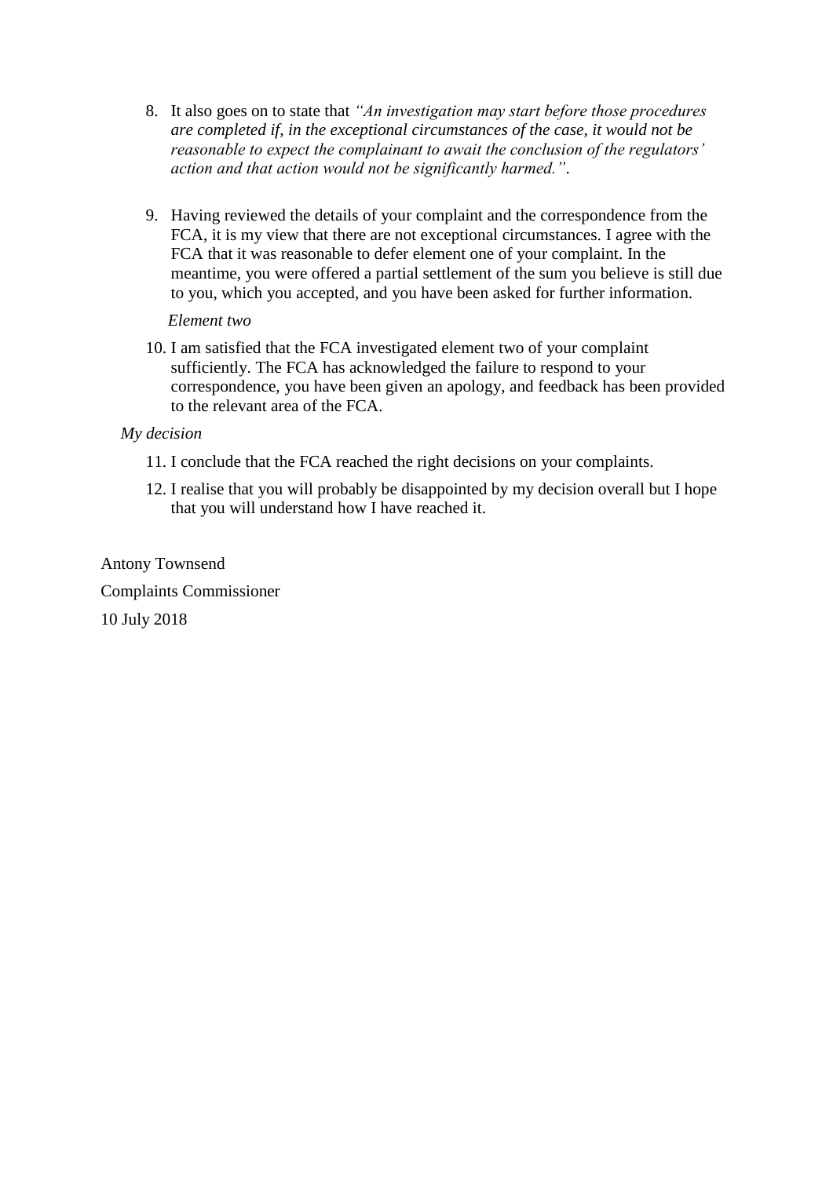8. It also goes on to state that *"An investigation may start before those procedures are completed if, in the exceptional circumstances of the case, it would not be reasonable to expect the complainant to await the conclusion of the regulators' action and that action would not be significantly harmed."*.

9. Having reviewed the details of your complaint and the correspondence from the FCA, it is my view that there are not exceptional circumstances. I agree with the FCA that it was reasonable to defer element one of your complaint. In the meantime, you were offered a partial settlement of the sum you believe is still due to you, which you accepted, and you have been asked for further information.

*Element two*

10. I am satisfied that the FCA investigated element two of your complaint sufficiently. The FCA has acknowledged the failure to respond to your correspondence, you have been given an apology, and feedback has been provided to the relevant area of the FCA.

*My decision*

11. I conclude that the FCA reached the right decisions on your complaints.

12. I realise that you will probably be disappointed by my decision overall but I hope that you will understand how I have reached it.

Antony Townsend

Complaints Commissioner

10 July 2018